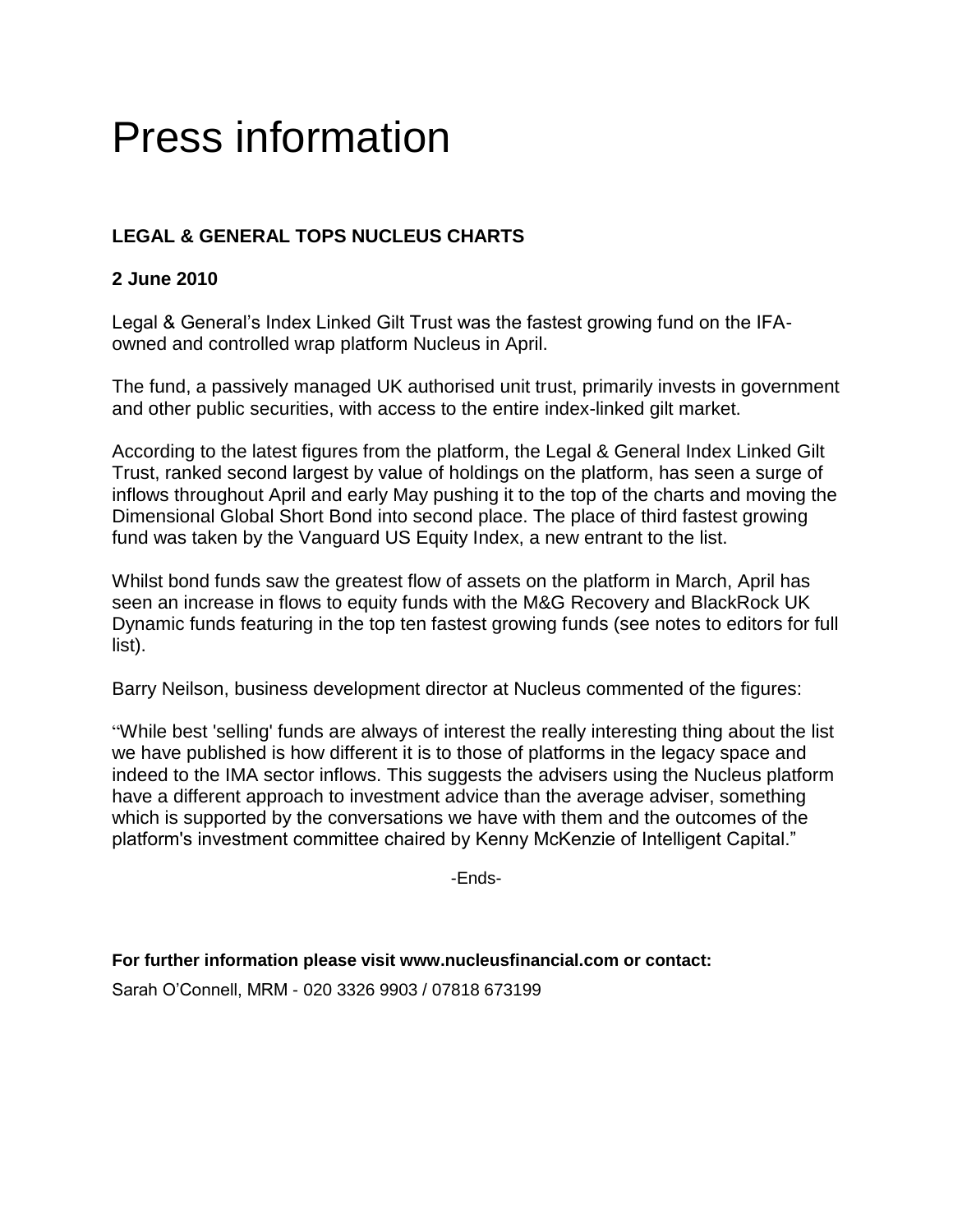# Press information

**LEGAL & GENERAL TOPS NUCLEUS CHARTS**

**2 June 2010**

Legal & General's Index Linked Gilt Trust was the fastest growing fund on the IFA-owned and controlled wrap platform Nucleus in April.

The fund, a passively managed UK authorised unit trust, primarily invests in government and other public securities, with access to the entire index-linked gilt market.

According to the latest figures from the platform, the Legal & General Index Linked Gilt Trust, ranked second largest by value of holdings on the platform, has seen a surge of inflows throughout April and early May pushing it to the top of the charts and moving the Dimensional Global Short Bond into second place. The place of third fastest growing fund was taken by the Vanguard US Equity Index, a new entrant to the list.

Whilst bond funds saw the greatest flow of assets on the platform in March, April has seen an increase in flows to equity funds with the M&G Recovery and BlackRock UK Dynamic funds featuring in the top ten fastest growing funds (see notes to editors for full list).

Barry Neilson, business development director at Nucleus commented of the figures:

"While best 'selling' funds are always of interest the really interesting thing about the list we have published is how different it is to those of platforms in the legacy space and indeed to the IMA sector inflows. This suggests the advisers using the Nucleus platform have a different approach to investment advice than the average adviser, something which is supported by the conversations we have with them and the outcomes of the platform's investment committee chaired by Kenny McKenzie of Intelligent Capital."

-Ends-

**For further information please visit www.nucleusfinancial.com or contact:**

Sarah O'Connell, MRM - 020 3326 9903 / 07818 673199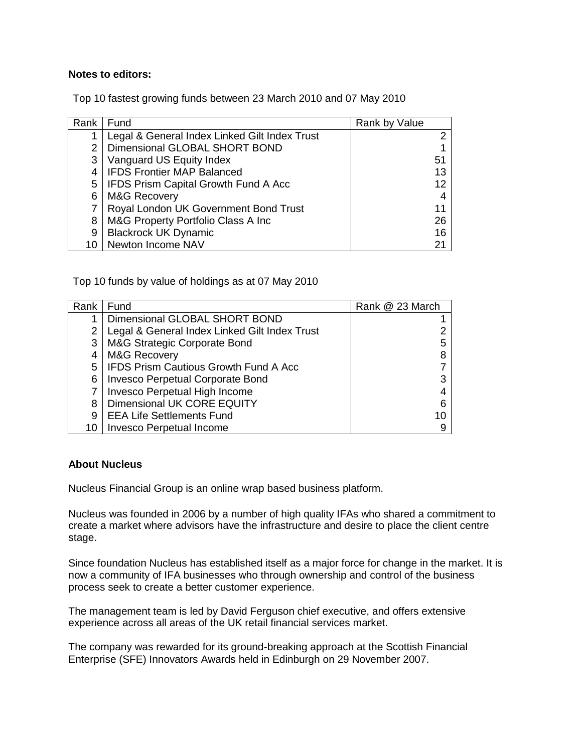**Notes to editors:**

Top 10 fastest growing funds between 23 March 2010 and 07 May 2010

| Rank | Fund | Rank by Value |
|---|---|---|
| 1 | Legal & General Index Linked Gilt Index Trust | 2 |
| 2 | Dimensional GLOBAL SHORT BOND | 1 |
| 3 | Vanguard US Equity Index | 51 |
| 4 | IFDS Frontier MAP Balanced | 13 |
| 5 | IFDS Prism Capital Growth Fund A Acc | 12 |
| 6 | M&G Recovery | 4 |
| 7 | Royal London UK Government Bond Trust | 11 |
| 8 | M&G Property Portfolio Class A Inc | 26 |
| 9 | Blackrock UK Dynamic | 16 |
| 10 | Newton Income NAV | 21 |

Top 10 funds by value of holdings as at 07 May 2010

| Rank | Fund | Rank @ 23 March |
|---|---|---|
| 1 | Dimensional GLOBAL SHORT BOND | 1 |
| 2 | Legal & General Index Linked Gilt Index Trust | 2 |
| 3 | M&G Strategic Corporate Bond | 5 |
| 4 | M&G Recovery | 8 |
| 5 | IFDS Prism Cautious Growth Fund A Acc | 7 |
| 6 | Invesco Perpetual Corporate Bond | 3 |
| 7 | Invesco Perpetual High Income | 4 |
| 8 | Dimensional UK CORE EQUITY | 6 |
| 9 | EEA Life Settlements Fund | 10 |
| 10 | Invesco Perpetual Income | 9 |

**About Nucleus**

Nucleus Financial Group is an online wrap based business platform.

Nucleus was founded in 2006 by a number of high quality IFAs who shared a commitment to create a market where advisors have the infrastructure and desire to place the client centre stage.

Since foundation Nucleus has established itself as a major force for change in the market. It is now a community of IFA businesses who through ownership and control of the business process seek to create a better customer experience.

The management team is led by David Ferguson chief executive, and offers extensive experience across all areas of the UK retail financial services market.

The company was rewarded for its ground-breaking approach at the Scottish Financial Enterprise (SFE) Innovators Awards held in Edinburgh on 29 November 2007.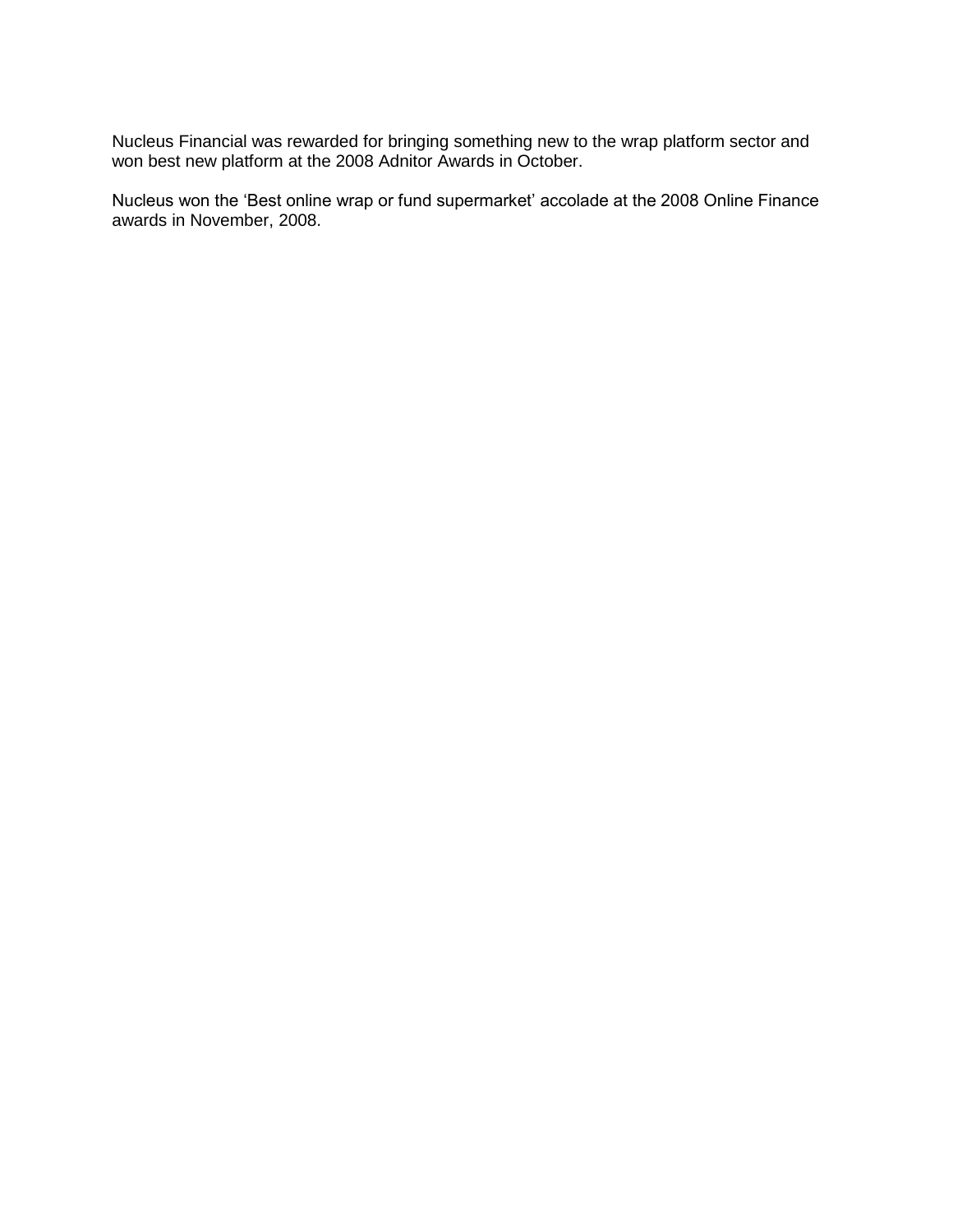Nucleus Financial was rewarded for bringing something new to the wrap platform sector and won best new platform at the 2008 Adnitor Awards in October.

Nucleus won the ‘Best online wrap or fund supermarket’ accolade at the 2008 Online Finance awards in November, 2008.